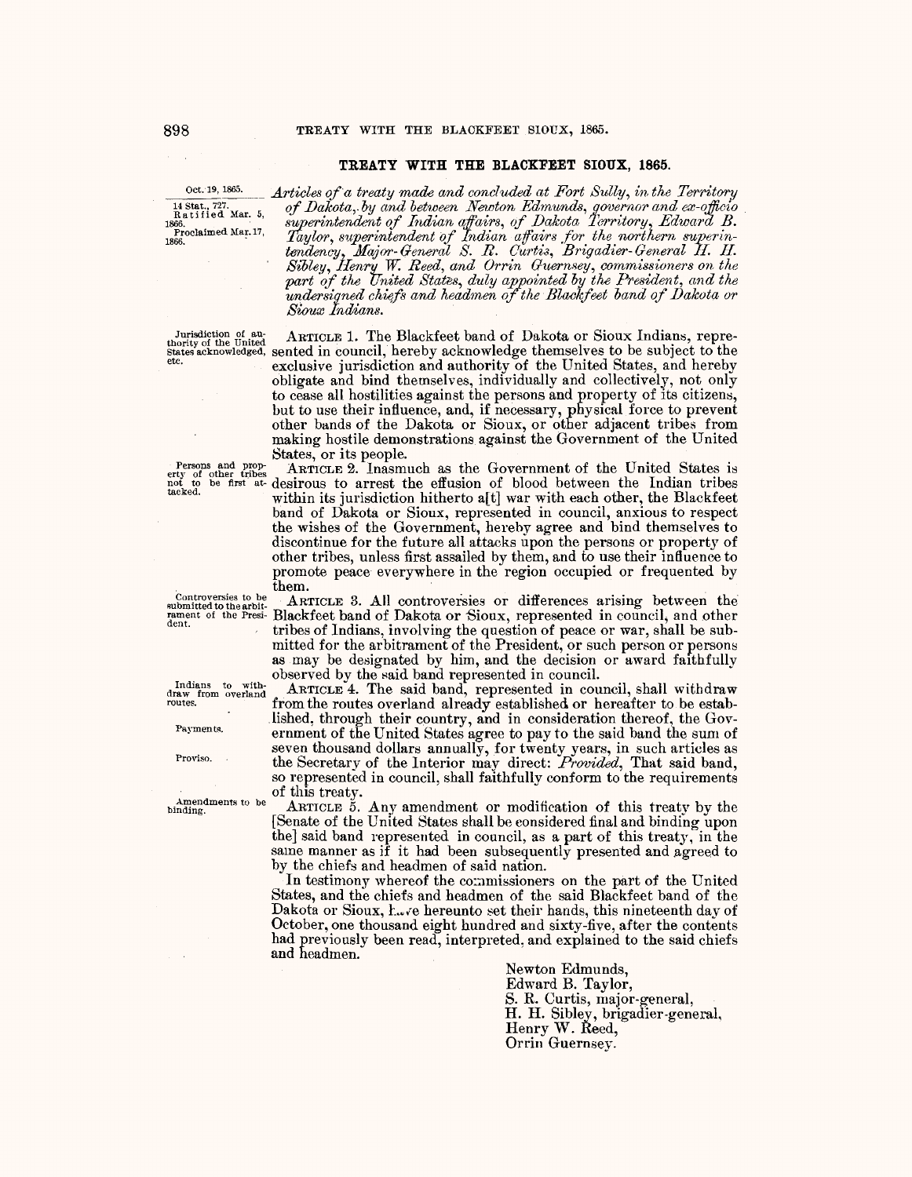## TREATY WITH THE BLACKFEET SIOUX, 1865.

Oct. 19, 1865.

14 Stat., 727. Ratified Mar. 5, 1866. Proclaimed Mar. 17, 1866.

*Articles of a treaty made and concluded at Fort Sully, in the Territory of Dakota, by and between Newton Edmunds, governor and ex-officio superintendent of Indian affairs, of Dakota Territory, Edward B. Taylor, superintendent of Indian affairs for the northern superintendency, Major-General S. R. Curtis, Brigadier-General H. H. Sibley, Henry W. Reed, and Orrin Guernsey, commissioners on the part of the United States, duly appointed by the President, and the undersigned chiefs and headmen of the Blackfeet band of Dakota or Sioux Indians.*

Jurisdiction of authority of the United States acknowledged, etc.

ARTICLE 1. The Blackfeet band of Dakota or Sioux Indians, represented in council, hereby acknowledge themselves to be subject to the exclusive jurisdiction and authority of the United States, and hereby obligate and bind themselves, individually and collectively, not only to cease all hostilities against the persons and property of its citizens, but to use their influence, and, if necessary, physical force to prevent other bands of the Dakota or Sioux, or other adjacent tribes from making hostile demonstrations against the Government of the United States, or its people.

Persons and property of other tribes not to be first attacked.

ARTICLE 2. Inasmuch as the Government of the United States is desirous to arrest the effusion of blood between the Indian tribes within its jurisdiction hitherto a[t] war with each other, the Blackfeet band of Dakota or Sioux, represented in council, anxious to respect the wishes of the Government, hereby agree and bind themselves to discontinue for the future all attacks upon the persons or property of other tribes, unless first assailed by them, and to use their influence to promote peace everywhere in the region occupied or frequented by them.

Controversies to be submitted to the arbitrament of the President.

ARTICLE 3. All controversies or differences arising between the Blackfeet band of Dakota or Sioux, represented in council, and other tribes of Indians, involving the question of peace or war, shall be submitted for the arbitrament of the President, or such person or persons as may be designated by him, and the decision or award faithfully observed by the said band represented in council.

Indians to withdraw from overland routes.

Payments.

Proviso.

ARTICLE 4. The said band, represented in council, shall withdraw from the routes overland already established or hereafter to be established, through their country, and in consideration thereof, the Government of the United States agree to pay to the said band the sum of seven thousand dollars annually, for twenty years, in such articles as the Secretary of the Interior may direct: *Provided*, That said band, so represented in council, shall faithfully conform to the requirements of this treaty.

Amendments to be binding.

ARTICLE 5. Any amendment or modification of this treaty by the [Senate of the United States shall be considered final and binding upon the] said band represented in council, as a part of this treaty, in the same manner as if it had been subsequently presented and agreed to by the chiefs and headmen of said nation.

In testimony whereof the commissioners on the part of the United States, and the chiefs and headmen of the said Blackfeet band of the Dakota or Sioux, have hereunto set their hands, this nineteenth day of October, one thousand eight hundred and sixty-five, after the contents had previously been read, interpreted, and explained to the said chiefs and headmen.

Newton Edmunds,
Edward B. Taylor,
S. R. Curtis, major-general,
H. H. Sibley, brigadier-general,
Henry W. Reed,
Orrin Guernsey.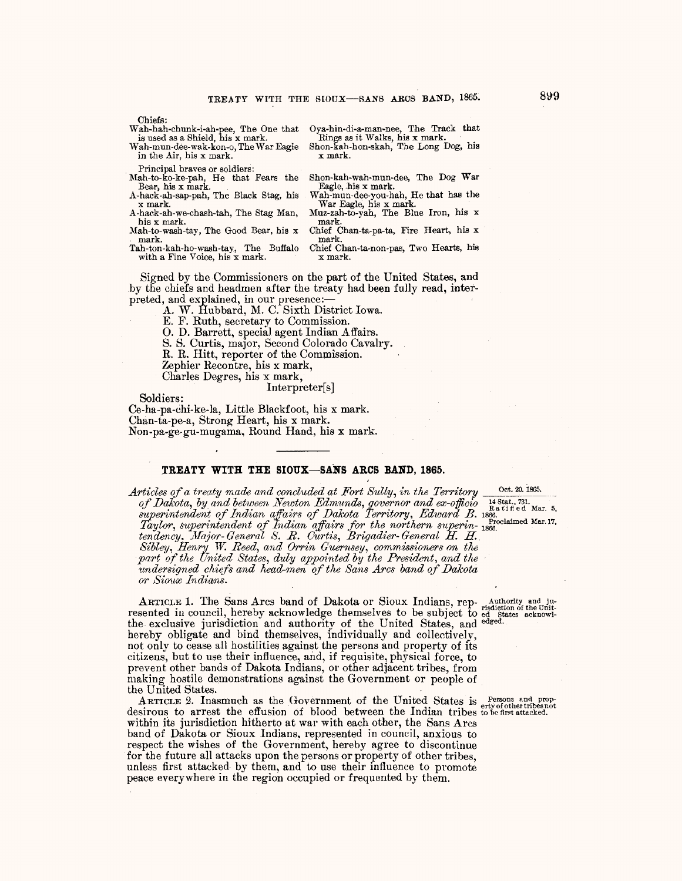Chiefs:

Wah-hah-chunk-i-ah-pee, The One that is used as a Shield, his x mark.

Wah-mun-dee-wak-kon-o, The War Eagle in the Air, his x mark.

Oya-hin-di-a-man-nee, The Track that Rings as it Walks, his x mark.

Shon-kah-hon-skah, The Long Dog, his x mark.

Principal braves or soldiers:

Mah-to-ko-ke-pah, He that Fears the Bear, his x mark.

A-hack-ah-sap-pah, The Black Stag, his x mark.

A-hack-ah-we-chash-tah, The Stag Man, his x mark.

Mah-to-wash-tay, The Good Bear, his x mark.

Tah-ton-kah-ho-wash-tay, The Buffalo with a Fine Voice, his x mark.

Shon-kah-wah-mun-dee, The Dog War Eagle, his x mark.

Wah-mun-dee-you-hah, He that has the War Eagle, his x mark.

Muz-zah-to-yah, The Blue Iron, his x mark.

Chief Chan-ta-pa-ta, Fire Heart, his x mark.

Chief Chan-ta-non-pas, Two Hearts, his x mark.

Signed by the Commissioners on the part of the United States, and by the chiefs and headmen after the treaty had been fully read, interpreted, and explained, in our presence:—

A. W. Hubbard, M. C. Sixth District Iowa.
E. F. Ruth, secretary to Commission.
O. D. Barrett, special agent Indian Affairs.
S. S. Curtis, major, Second Colorado Cavalry.
R. R. Hitt, reporter of the Commission.
Zephier Recontre, his x mark,
Charles Degres, his x mark,
Interpreter[s]

Soldiers:

Ce-ha-pa-chi-ke-la, Little Blackfoot, his x mark.
Chan-ta-pe-a, Strong Heart, his x mark.
Non-pa-ge-gu-mugama, Round Hand, his x mark.

---

## TREATY WITH THE SIOUX—SANS ARCS BAND, 1865.

Oct. 20, 1865.
14 Stat., 731.
Ratified Mar. 5, 1866.
Proclaimed Mar. 17, 1866.

*Articles of a treaty made and concluded at Fort Sully, in the Territory of Dakota, by and between Newton Edmunds, governor and ex-officio superintendent of Indian affairs of Dakota Territory, Edward B. Taylor, superintendent of Indian affairs for the northern superintendency, Major-General S. R. Curtis, Brigadier-General H. H. Sibley, Henry W. Reed, and Orrin Guernsey, commissioners on the part of the United States, duly appointed by the President, and the undersigned chiefs and head-men of the Sans Arcs band of Dakota or Sioux Indians.*

Authority and jurisdiction of the United States acknowledged.

ARTICLE 1. The Sans Arcs band of Dakota or Sioux Indians, represented in council, hereby acknowledge themselves to be subject to the exclusive jurisdiction and authority of the United States, and hereby obligate and bind themselves, individually and collectively, not only to cease all hostilities against the persons and property of its citizens, but to use their influence, and, if requisite, physical force, to prevent other bands of Dakota Indians, or other adjacent tribes, from making hostile demonstrations against the Government or people of the United States.

Persons and property of other tribes not to be first attacked.

ARTICLE 2. Inasmuch as the Government of the United States is desirous to arrest the effusion of blood between the Indian tribes within its jurisdiction hitherto at war with each other, the Sans Arcs band of Dakota or Sioux Indians, represented in council, anxious to respect the wishes of the Government, hereby agree to discontinue for the future all attacks upon the persons or property of other tribes, unless first attacked by them, and to use their influence to promote peace everywhere in the region occupied or frequented by them.